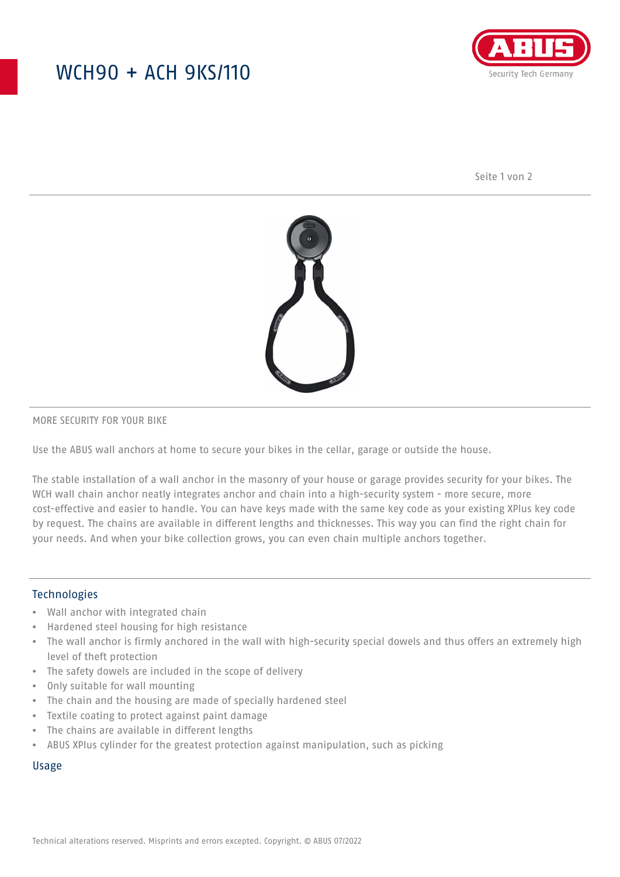# WCH90 + ACH 9KS/110

MORE SECURITY FOR YOUR BIKE

Use the ABUS wall anchors at home to secure your bikes in the cellar, garage or outside the house.

The stable installation of a wall anchor in the masonry of your house or garage provides security for your bikes. The WCH wall chain anchor neatly integrates anchor and chain into a high-security system - more secure, more cost-effective and easier to handle. You can have keys made with the same key code as your existing XPlus key code by request. The chains are available in different lengths and thicknesses. This way you can find the right chain for your needs. And when your bike collection grows, you can even chain multiple anchors together.

## Technologies

- Wall anchor with integrated chain
- Hardened steel housing for high resistance
- The wall anchor is firmly anchored in the wall with high-security special dowels and thus offers an extremely high level of theft protection
- The safety dowels are included in the scope of delivery
- Only suitable for wall mounting
- The chain and the housing are made of specially hardened steel
- Textile coating to protect against paint damage
- The chains are available in different lengths
- ABUS XPlus cylinder for the greatest protection against manipulation, such as picking

## Usage

Technical alterations reserved. Misprints and errors excepted. Copyright. © ABUS 07/2022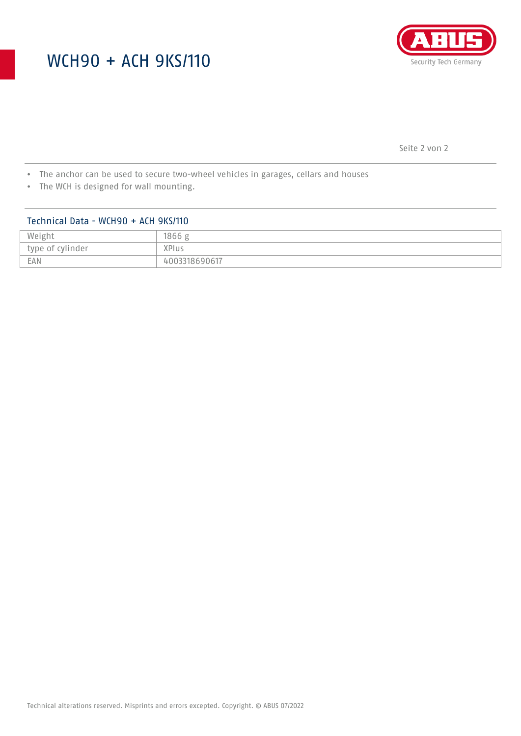- The anchor can be used to secure two-wheel vehicles in garages, cellars and houses
- The WCH is designed for wall mounting.

## Technical Data - WCH90 + ACH 9KS/110

| | |
|---|---|
| Weight | 1866 g |
| type of cylinder | XPlus |
| EAN | 4003318690617 |

Technical alterations reserved. Misprints and errors excepted. Copyright. © ABUS 07/2022